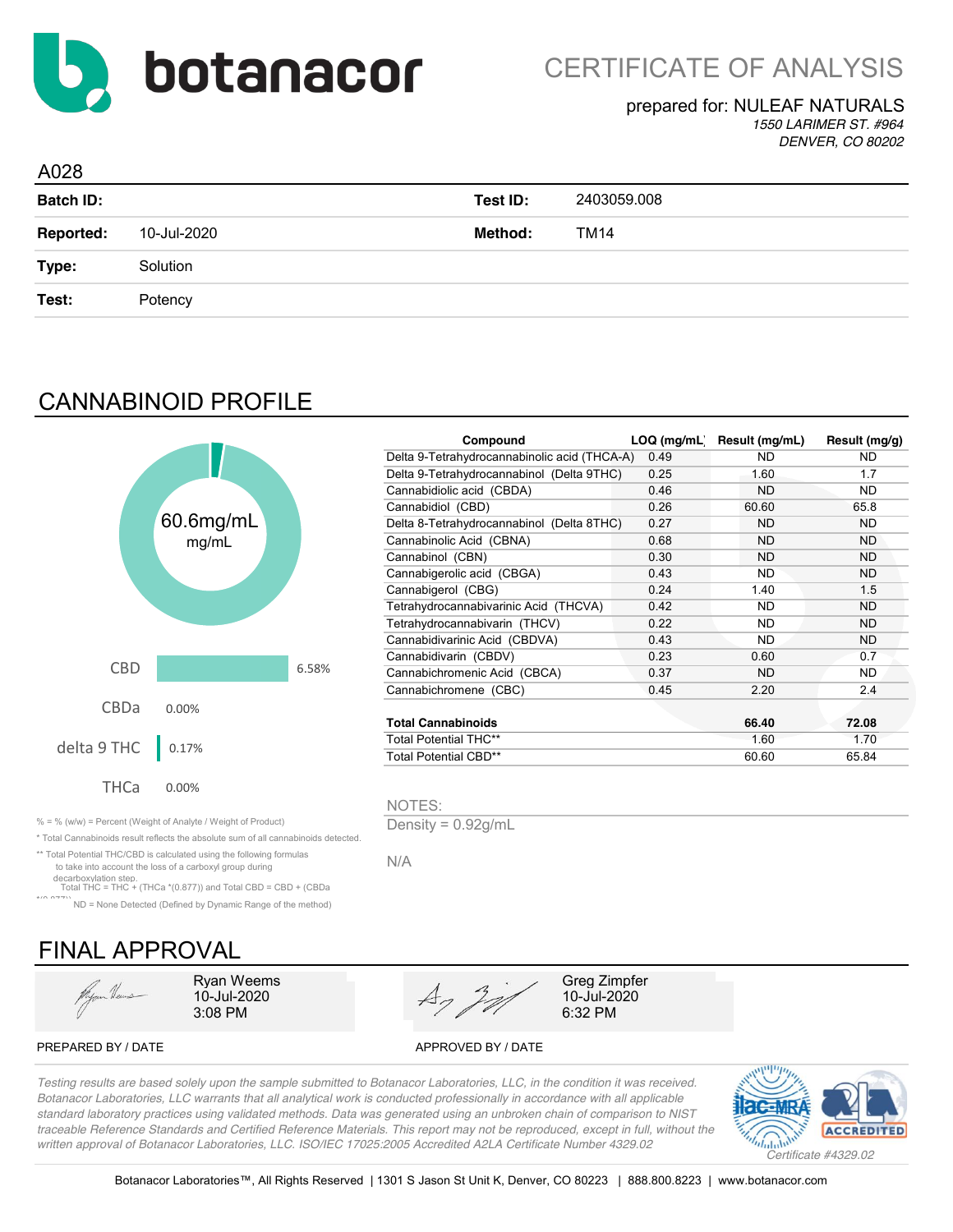botanacor

# CERTIFICATE OF ANALYSIS

prepared for: NULEAF NATURALS
*1550 LARIMER ST. #964*
*DENVER, CO 80202*

A028

| | | | |
|---|---|---|---|
| **Batch ID:** | | **Test ID:** | 2403059.008 |
| **Reported:** | 10-Jul-2020 | **Method:** | TM14 |
| **Type:** | Solution | | |
| **Test:** | Potency | | |

## CANNABINOID PROFILE

60.6mg/mL
mg/mL

| | |
|---|---|
| CBD | 6.58% |
| CBDa | 0.00% |
| delta 9 THC | 0.17% |
| THCa | 0.00% |

| Compound | LOQ (mg/mL) | Result (mg/mL) | Result (mg/g) |
|---|---|---|---|
| Delta 9-Tetrahydrocannabinolic acid (THCA-A) | 0.49 | ND | ND |
| Delta 9-Tetrahydrocannabinol (Delta 9THC) | 0.25 | 1.60 | 1.7 |
| Cannabidiolic acid (CBDA) | 0.46 | ND | ND |
| Cannabidiol (CBD) | 0.26 | 60.60 | 65.8 |
| Delta 8-Tetrahydrocannabinol (Delta 8THC) | 0.27 | ND | ND |
| Cannabinolic Acid (CBNA) | 0.68 | ND | ND |
| Cannabinol (CBN) | 0.30 | ND | ND |
| Cannabigerolic acid (CBGA) | 0.43 | ND | ND |
| Cannabigerol (CBG) | 0.24 | 1.40 | 1.5 |
| Tetrahydrocannabivarinic Acid (THCVA) | 0.42 | ND | ND |
| Tetrahydrocannabivarin (THCV) | 0.22 | ND | ND |
| Cannabidivarinic Acid (CBDVA) | 0.43 | ND | ND |
| Cannabidivarin (CBDV) | 0.23 | 0.60 | 0.7 |
| Cannabichromenic Acid (CBCA) | 0.37 | ND | ND |
| Cannabichromene (CBC) | 0.45 | 2.20 | 2.4 |
| **Total Cannabinoids** | | **66.40** | **72.08** |
| Total Potential THC** | | 1.60 | 1.70 |
| Total Potential CBD** | | 60.60 | 65.84 |

% = % (w/w) = Percent (Weight of Analyte / Weight of Product)

* Total Cannabinoids result reflects the absolute sum of all cannabinoids detected.

** Total Potential THC/CBD is calculated using the following formulas to take into account the loss of a carboxyl group during decarboxylation step.
Total THC = THC + (THCa *(0.877)) and Total CBD = CBD + (CBDa *(0.877))

ND = None Detected (Defined by Dynamic Range of the method)

NOTES:
Density = 0.92g/mL

N/A

## FINAL APPROVAL

| PREPARED BY / DATE | APPROVED BY / DATE |
|---|---|
| Ryan Weems<br>10-Jul-2020<br>3:08 PM | Greg Zimpfer<br>10-Jul-2020<br>6:32 PM |

*Testing results are based solely upon the sample submitted to Botanacor Laboratories, LLC, in the condition it was received. Botanacor Laboratories, LLC warrants that all analytical work is conducted professionally in accordance with all applicable standard laboratory practices using validated methods. Data was generated using an unbroken chain of comparison to NIST traceable Reference Standards and Certified Reference Materials. This report may not be reproduced, except in full, without the written approval of Botanacor Laboratories, LLC. ISO/IEC 17025:2005 Accredited A2LA Certificate Number 4329.02*

ilac-MRA | A2LA ACCREDITED
*Certificate #4329.02*

Botanacor Laboratories™, All Rights Reserved | 1301 S Jason St Unit K, Denver, CO 80223 | 888.800.8223 | www.botanacor.com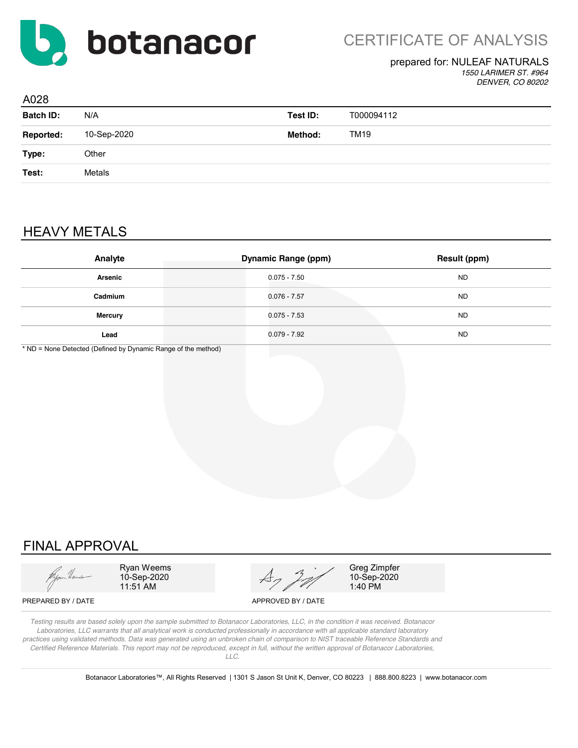# botanacor

## CERTIFICATE OF ANALYSIS

prepared for: NULEAF NATURALS
*1550 LARIMER ST. #964*
*DENVER, CO 80202*

A028

| | | | |
|---|---|---|---|
| **Batch ID:** | N/A | **Test ID:** | T000094112 |
| **Reported:** | 10-Sep-2020 | **Method:** | TM19 |
| **Type:** | Other | | |
| **Test:** | Metals | | |

## HEAVY METALS

| Analyte | Dynamic Range (ppm) | Result (ppm) |
|---|---|---|
| **Arsenic** | 0.075 - 7.50 | ND |
| **Cadmium** | 0.076 - 7.57 | ND |
| **Mercury** | 0.075 - 7.53 | ND |
| **Lead** | 0.079 - 7.92 | ND |

* ND = None Detected (Defined by Dynamic Range of the method)

## FINAL APPROVAL

| PREPARED BY / DATE | APPROVED BY / DATE |
|---|---|
| Ryan Weems<br>10-Sep-2020<br>11:51 AM | Greg Zimpfer<br>10-Sep-2020<br>1:40 PM |

*Testing results are based solely upon the sample submitted to Botanacor Laboratories, LLC, in the condition it was received. Botanacor Laboratories, LLC warrants that all analytical work is conducted professionally in accordance with all applicable standard laboratory practices using validated methods. Data was generated using an unbroken chain of comparison to NIST traceable Reference Standards and Certified Reference Materials. This report may not be reproduced, except in full, without the written approval of Botanacor Laboratories, LLC.*

Botanacor Laboratories™, All Rights Reserved | 1301 S Jason St Unit K, Denver, CO 80223 | 888.800.8223 | www.botanacor.com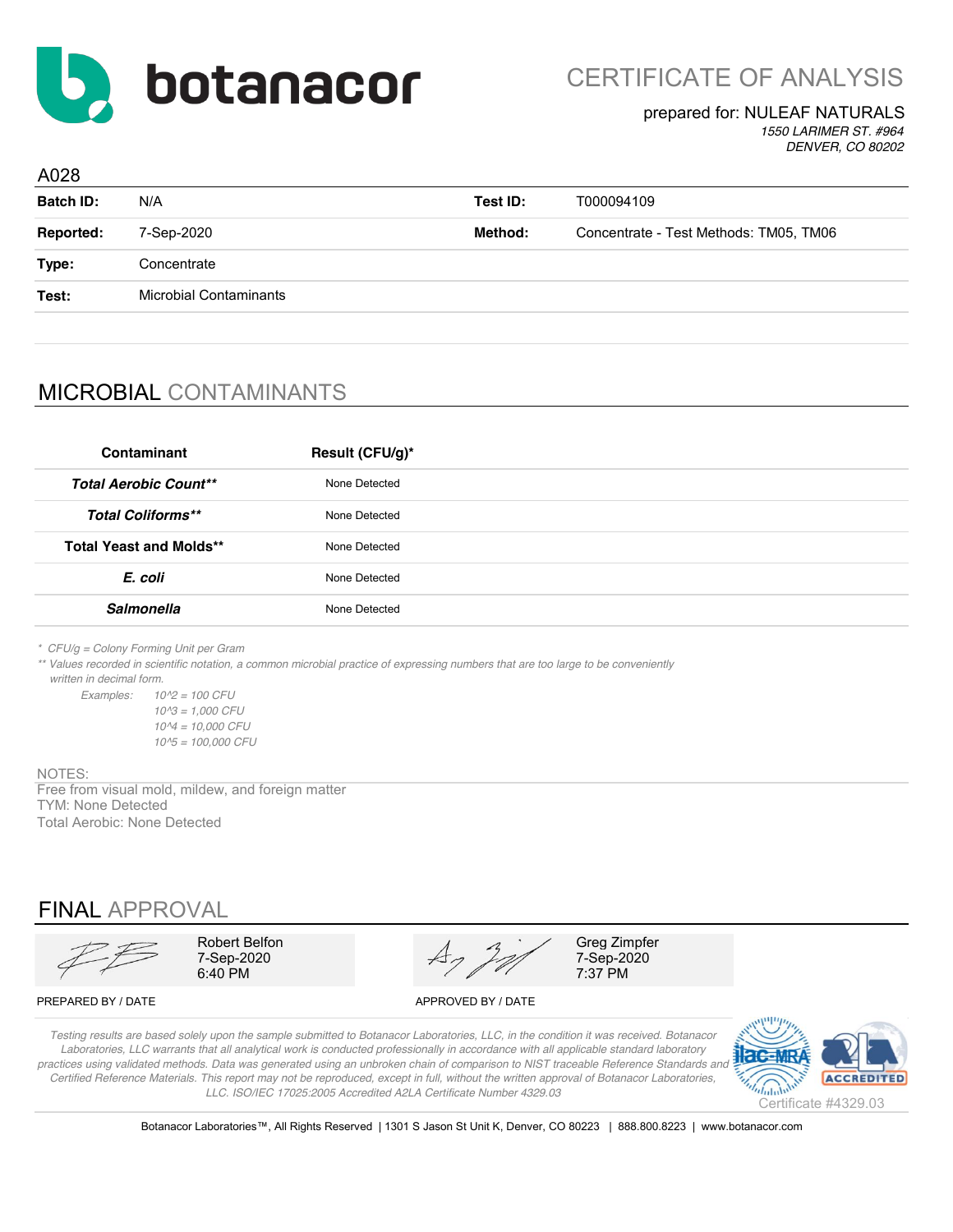botanacor

# CERTIFICATE OF ANALYSIS

prepared for: NULEAF NATURALS

*1550 LARIMER ST. #964*
*DENVER, CO 80202*

A028

| | | | |
|---|---|---|---|
| **Batch ID:** | N/A | **Test ID:** | T000094109 |
| **Reported:** | 7-Sep-2020 | **Method:** | Concentrate - Test Methods: TM05, TM06 |
| **Type:** | Concentrate | | |
| **Test:** | Microbial Contaminants | | |

## MICROBIAL CONTAMINANTS

| Contaminant | Result (CFU/g)* |
|---|---|
| ***Total Aerobic Count**** | None Detected |
| ***Total Coliforms**** | None Detected |
| **Total Yeast and Molds**** | None Detected |
| ***E. coli*** | None Detected |
| ***Salmonella*** | None Detected |

*\* CFU/g = Colony Forming Unit per Gram*

*\*\* Values recorded in scientific notation, a common microbial practice of expressing numbers that are too large to be conveniently written in decimal form.*

*Examples: 10^2 = 100 CFU*
*10^3 = 1,000 CFU*
*10^4 = 10,000 CFU*
*10^5 = 100,000 CFU*

NOTES:

Free from visual mold, mildew, and foreign matter
TYM: None Detected
Total Aerobic: None Detected

## FINAL APPROVAL

| PREPARED BY / DATE | APPROVED BY / DATE |
|---|---|
| Robert Belfon<br>7-Sep-2020<br>6:40 PM | Greg Zimpfer<br>7-Sep-2020<br>7:37 PM |

*Testing results are based solely upon the sample submitted to Botanacor Laboratories, LLC, in the condition it was received. Botanacor Laboratories, LLC warrants that all analytical work is conducted professionally in accordance with all applicable standard laboratory practices using validated methods. Data was generated using an unbroken chain of comparison to NIST traceable Reference Standards and Certified Reference Materials. This report may not be reproduced, except in full, without the written approval of Botanacor Laboratories, LLC. ISO/IEC 17025:2005 Accredited A2LA Certificate Number 4329.03*

Certificate #4329.03

Botanacor Laboratories™, All Rights Reserved | 1301 S Jason St Unit K, Denver, CO 80223 | 888.800.8223 | www.botanacor.com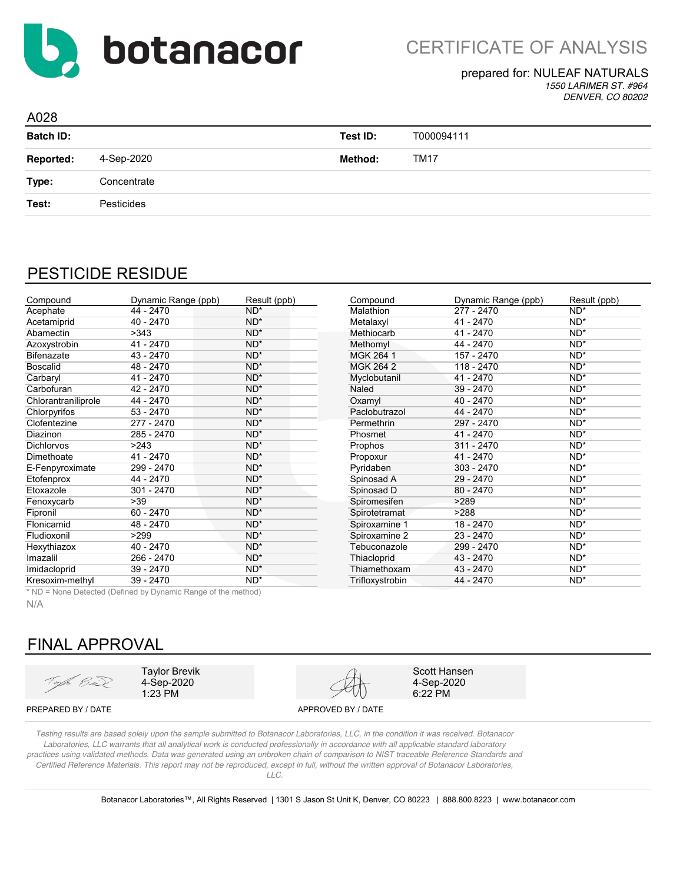# botanacor

# CERTIFICATE OF ANALYSIS

prepared for: NULEAF NATURALS
*1550 LARIMER ST. #964*
*DENVER, CO 80202*

A028

| | | | |
|---|---|---|---|
| **Batch ID:** | | **Test ID:** | T000094111 |
| **Reported:** | 4-Sep-2020 | **Method:** | TM17 |
| **Type:** | Concentrate | | |
| **Test:** | Pesticides | | |

## PESTICIDE RESIDUE

| Compound | Dynamic Range (ppb) | Result (ppb) |
|---|---|---|
| Acephate | 44 - 2470 | ND* |
| Acetamiprid | 40 - 2470 | ND* |
| Abamectin | >343 | ND* |
| Azoxystrobin | 41 - 2470 | ND* |
| Bifenazate | 43 - 2470 | ND* |
| Boscalid | 48 - 2470 | ND* |
| Carbaryl | 41 - 2470 | ND* |
| Carbofuran | 42 - 2470 | ND* |
| Chlorantraniliprole | 44 - 2470 | ND* |
| Chlorpyrifos | 53 - 2470 | ND* |
| Clofentezine | 277 - 2470 | ND* |
| Diazinon | 285 - 2470 | ND* |
| Dichlorvos | >243 | ND* |
| Dimethoate | 41 - 2470 | ND* |
| E-Fenpyroximate | 299 - 2470 | ND* |
| Etofenprox | 44 - 2470 | ND* |
| Etoxazole | 301 - 2470 | ND* |
| Fenoxycarb | >39 | ND* |
| Fipronil | 60 - 2470 | ND* |
| Flonicamid | 48 - 2470 | ND* |
| Fludioxonil | >299 | ND* |
| Hexythiazox | 40 - 2470 | ND* |
| Imazalil | 266 - 2470 | ND* |
| Imidacloprid | 39 - 2470 | ND* |
| Kresoxim-methyl | 39 - 2470 | ND* |
| Malathion | 277 - 2470 | ND* |
| Metalaxyl | 41 - 2470 | ND* |
| Methiocarb | 41 - 2470 | ND* |
| Methomyl | 44 - 2470 | ND* |
| MGK 264 1 | 157 - 2470 | ND* |
| MGK 264 2 | 118 - 2470 | ND* |
| Myclobutanil | 41 - 2470 | ND* |
| Naled | 39 - 2470 | ND* |
| Oxamyl | 40 - 2470 | ND* |
| Paclobutrazol | 44 - 2470 | ND* |
| Permethrin | 297 - 2470 | ND* |
| Phosmet | 41 - 2470 | ND* |
| Prophos | 311 - 2470 | ND* |
| Propoxur | 41 - 2470 | ND* |
| Pyridaben | 303 - 2470 | ND* |
| Spinosad A | 29 - 2470 | ND* |
| Spinosad D | 80 - 2470 | ND* |
| Spiromesifen | >289 | ND* |
| Spirotetramat | >288 | ND* |
| Spiroxamine 1 | 18 - 2470 | ND* |
| Spiroxamine 2 | 23 - 2470 | ND* |
| Tebuconazole | 299 - 2470 | ND* |
| Thiacloprid | 43 - 2470 | ND* |
| Thiamethoxam | 43 - 2470 | ND* |
| Trifloxystrobin | 44 - 2470 | ND* |

* ND = None Detected (Defined by Dynamic Range of the method)

N/A

## FINAL APPROVAL

| PREPARED BY / DATE | APPROVED BY / DATE |
|---|---|
| Taylor Brevik<br>4-Sep-2020<br>1:23 PM | Scott Hansen<br>4-Sep-2020<br>6:22 PM |

*Testing results are based solely upon the sample submitted to Botanacor Laboratories, LLC, in the condition it was received. Botanacor Laboratories, LLC warrants that all analytical work is conducted professionally in accordance with all applicable standard laboratory practices using validated methods. Data was generated using an unbroken chain of comparison to NIST traceable Reference Standards and Certified Reference Materials. This report may not be reproduced, except in full, without the written approval of Botanacor Laboratories, LLC.*

Botanacor Laboratories™, All Rights Reserved | 1301 S Jason St Unit K, Denver, CO 80223 | 888.800.8223 | www.botanacor.com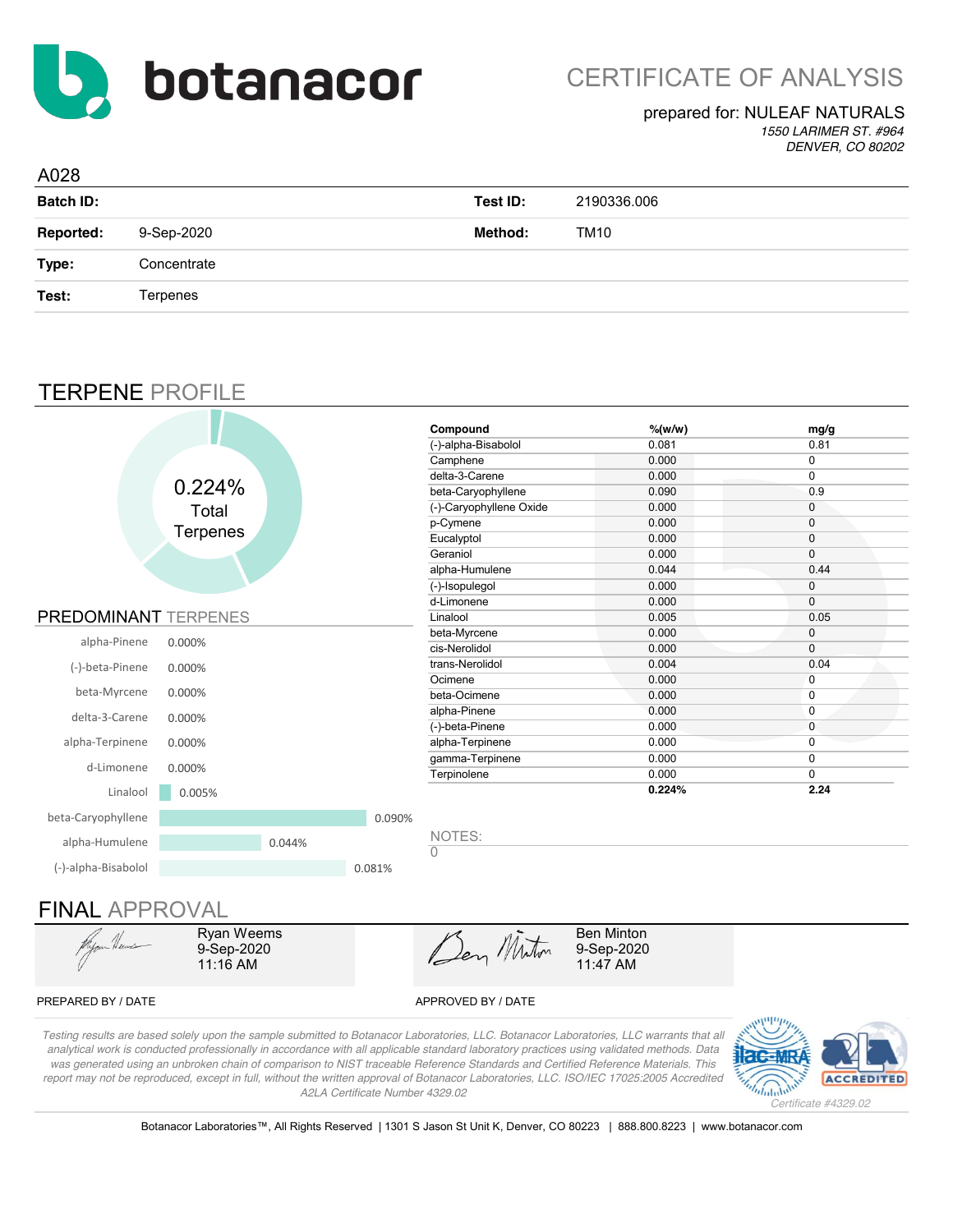# botanacor

# CERTIFICATE OF ANALYSIS

prepared for: NULEAF NATURALS

*1550 LARIMER ST. #964*
*DENVER, CO 80202*

A028

| | | | |
|---|---|---|---|
| **Batch ID:** | | **Test ID:** | 2190336.006 |
| **Reported:** | 9-Sep-2020 | **Method:** | TM10 |
| **Type:** | Concentrate | | |
| **Test:** | Terpenes | | |

## TERPENE PROFILE

0.224% Total Terpenes

### PREDOMINANT TERPENES

| Terpene | % |
|---|---|
| alpha-Pinene | 0.000% |
| (-)-beta-Pinene | 0.000% |
| beta-Myrcene | 0.000% |
| delta-3-Carene | 0.000% |
| alpha-Terpinene | 0.000% |
| d-Limonene | 0.000% |
| Linalool | 0.005% |
| beta-Caryophyllene | 0.090% |
| alpha-Humulene | 0.044% |
| (-)-alpha-Bisabolol | 0.081% |

| Compound | %(w/w) | mg/g |
|---|---|---|
| (-)-alpha-Bisabolol | 0.081 | 0.81 |
| Camphene | 0.000 | 0 |
| delta-3-Carene | 0.000 | 0 |
| beta-Caryophyllene | 0.090 | 0.9 |
| (-)-Caryophyllene Oxide | 0.000 | 0 |
| p-Cymene | 0.000 | 0 |
| Eucalyptol | 0.000 | 0 |
| Geraniol | 0.000 | 0 |
| alpha-Humulene | 0.044 | 0.44 |
| (-)-Isopulegol | 0.000 | 0 |
| d-Limonene | 0.000 | 0 |
| Linalool | 0.005 | 0.05 |
| beta-Myrcene | 0.000 | 0 |
| cis-Nerolidol | 0.000 | 0 |
| trans-Nerolidol | 0.004 | 0.04 |
| Ocimene | 0.000 | 0 |
| beta-Ocimene | 0.000 | 0 |
| alpha-Pinene | 0.000 | 0 |
| (-)-beta-Pinene | 0.000 | 0 |
| alpha-Terpinene | 0.000 | 0 |
| gamma-Terpinene | 0.000 | 0 |
| Terpinolene | 0.000 | 0 |
| | **0.224%** | **2.24** |

NOTES:
0

## FINAL APPROVAL

| | |
|---|---|
| Ryan Weems<br>9-Sep-2020<br>11:16 AM | Ben Minton<br>9-Sep-2020<br>11:47 AM |
| PREPARED BY / DATE | APPROVED BY / DATE |

*Testing results are based solely upon the sample submitted to Botanacor Laboratories, LLC. Botanacor Laboratories, LLC warrants that all analytical work is conducted professionally in accordance with all applicable standard laboratory practices using validated methods. Data was generated using an unbroken chain of comparison to NIST traceable Reference Standards and Certified Reference Materials. This report may not be reproduced, except in full, without the written approval of Botanacor Laboratories, LLC. ISO/IEC 17025:2005 Accredited A2LA Certificate Number 4329.02*

*Certificate #4329.02*

Botanacor Laboratories™, All Rights Reserved | 1301 S Jason St Unit K, Denver, CO 80223 | 888.800.8223 | www.botanacor.com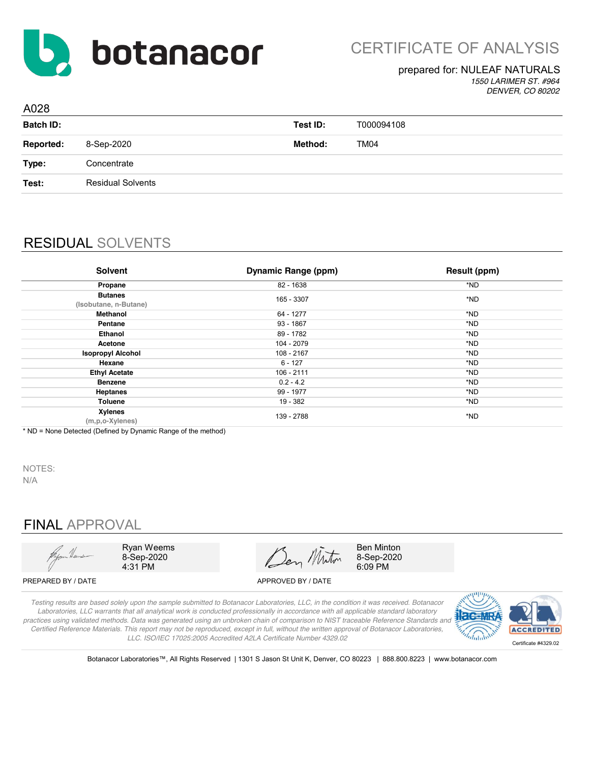# botanacor

## CERTIFICATE OF ANALYSIS

prepared for: NULEAF NATURALS
*1550 LARIMER ST. #964*
*DENVER, CO 80202*

A028

| | | | |
|---|---|---|---|
| **Batch ID:** | | **Test ID:** | T000094108 |
| **Reported:** | 8-Sep-2020 | **Method:** | TM04 |
| **Type:** | Concentrate | | |
| **Test:** | Residual Solvents | | |

## RESIDUAL SOLVENTS

| Solvent | Dynamic Range (ppm) | Result (ppm) |
|---|---|---|
| **Propane** | 82 - 1638 | *ND |
| **Butanes** (Isobutane, n-Butane) | 165 - 3307 | *ND |
| **Methanol** | 64 - 1277 | *ND |
| **Pentane** | 93 - 1867 | *ND |
| **Ethanol** | 89 - 1782 | *ND |
| **Acetone** | 104 - 2079 | *ND |
| **Isopropyl Alcohol** | 108 - 2167 | *ND |
| **Hexane** | 6 - 127 | *ND |
| **Ethyl Acetate** | 106 - 2111 | *ND |
| **Benzene** | 0.2 - 4.2 | *ND |
| **Heptanes** | 99 - 1977 | *ND |
| **Toluene** | 19 - 382 | *ND |
| **Xylenes** (m,p,o-Xylenes) | 139 - 2788 | *ND |

* ND = None Detected (Defined by Dynamic Range of the method)

NOTES:
N/A

## FINAL APPROVAL

Ryan Weems
8-Sep-2020
4:31 PM

PREPARED BY / DATE

Ben Minton
8-Sep-2020
6:09 PM

APPROVED BY / DATE

*Testing results are based solely upon the sample submitted to Botanacor Laboratories, LLC, in the condition it was received. Botanacor Laboratories, LLC warrants that all analytical work is conducted professionally in accordance with all applicable standard laboratory practices using validated methods. Data was generated using an unbroken chain of comparison to NIST traceable Reference Standards and Certified Reference Materials. This report may not be reproduced, except in full, without the written approval of Botanacor Laboratories, LLC. ISO/IEC 17025:2005 Accredited A2LA Certificate Number 4329.02*

ilac-MRA | A2LA ACCREDITED | Certificate #4329.02

Botanacor Laboratories™, All Rights Reserved | 1301 S Jason St Unit K, Denver, CO 80223 | 888.800.8223 | www.botanacor.com